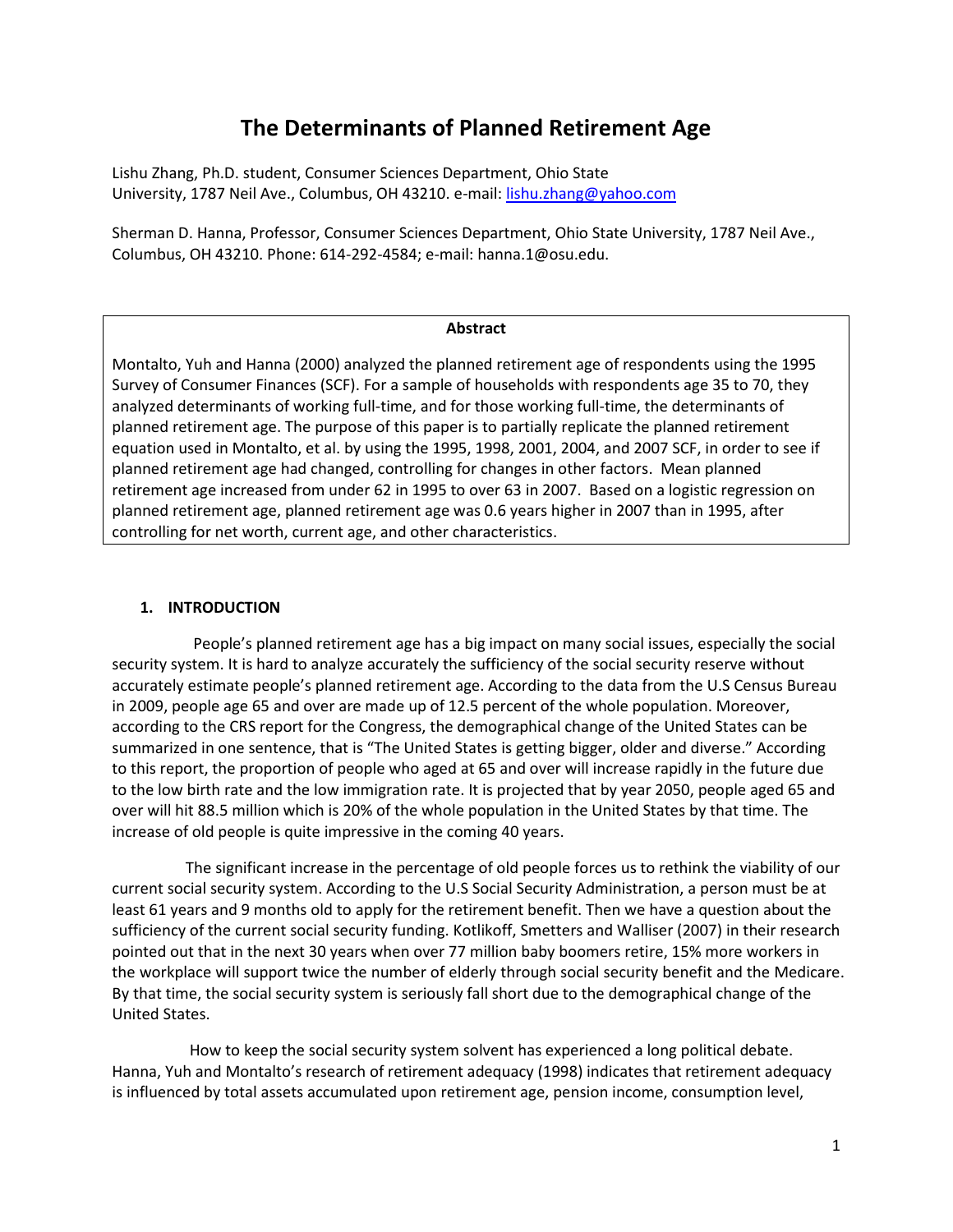# The Determinants of Planned Retirement Age

Lishu Zhang, Ph.D. student, Consumer Sciences Department, Ohio State University, 1787 Neil Ave., Columbus, OH 43210. e-mail: lishu.zhang@yahoo.com

Sherman D. Hanna, Professor, Consumer Sciences Department, Ohio State University, 1787 Neil Ave., Columbus, OH 43210. Phone: 614-292-4584; e-mail: hanna.1@osu.edu.

**Abstract**

Montalto, Yuh and Hanna (2000) analyzed the planned retirement age of respondents using the 1995 Survey of Consumer Finances (SCF). For a sample of households with respondents age 35 to 70, they analyzed determinants of working full-time, and for those working full-time, the determinants of planned retirement age. The purpose of this paper is to partially replicate the planned retirement equation used in Montalto, et al. by using the 1995, 1998, 2001, 2004, and 2007 SCF, in order to see if planned retirement age had changed, controlling for changes in other factors. Mean planned retirement age increased from under 62 in 1995 to over 63 in 2007. Based on a logistic regression on planned retirement age, planned retirement age was 0.6 years higher in 2007 than in 1995, after controlling for net worth, current age, and other characteristics.

## 1. INTRODUCTION

People's planned retirement age has a big impact on many social issues, especially the social security system. It is hard to analyze accurately the sufficiency of the social security reserve without accurately estimate people's planned retirement age. According to the data from the U.S Census Bureau in 2009, people age 65 and over are made up of 12.5 percent of the whole population. Moreover, according to the CRS report for the Congress, the demographical change of the United States can be summarized in one sentence, that is "The United States is getting bigger, older and diverse." According to this report, the proportion of people who aged at 65 and over will increase rapidly in the future due to the low birth rate and the low immigration rate. It is projected that by year 2050, people aged 65 and over will hit 88.5 million which is 20% of the whole population in the United States by that time. The increase of old people is quite impressive in the coming 40 years.

The significant increase in the percentage of old people forces us to rethink the viability of our current social security system. According to the U.S Social Security Administration, a person must be at least 61 years and 9 months old to apply for the retirement benefit. Then we have a question about the sufficiency of the current social security funding. Kotlikoff, Smetters and Walliser (2007) in their research pointed out that in the next 30 years when over 77 million baby boomers retire, 15% more workers in the workplace will support twice the number of elderly through social security benefit and the Medicare. By that time, the social security system is seriously fall short due to the demographical change of the United States.

How to keep the social security system solvent has experienced a long political debate. Hanna, Yuh and Montalto's research of retirement adequacy (1998) indicates that retirement adequacy is influenced by total assets accumulated upon retirement age, pension income, consumption level,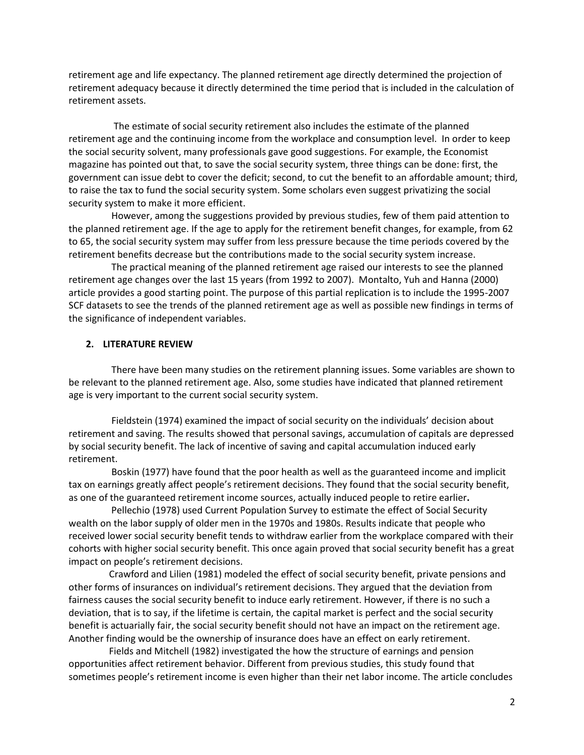retirement age and life expectancy. The planned retirement age directly determined the projection of retirement adequacy because it directly determined the time period that is included in the calculation of retirement assets.

The estimate of social security retirement also includes the estimate of the planned retirement age and the continuing income from the workplace and consumption level. In order to keep the social security solvent, many professionals gave good suggestions. For example, the Economist magazine has pointed out that, to save the social security system, three things can be done: first, the government can issue debt to cover the deficit; second, to cut the benefit to an affordable amount; third, to raise the tax to fund the social security system. Some scholars even suggest privatizing the social security system to make it more efficient.

However, among the suggestions provided by previous studies, few of them paid attention to the planned retirement age. If the age to apply for the retirement benefit changes, for example, from 62 to 65, the social security system may suffer from less pressure because the time periods covered by the retirement benefits decrease but the contributions made to the social security system increase.

The practical meaning of the planned retirement age raised our interests to see the planned retirement age changes over the last 15 years (from 1992 to 2007). Montalto, Yuh and Hanna (2000) article provides a good starting point. The purpose of this partial replication is to include the 1995-2007 SCF datasets to see the trends of the planned retirement age as well as possible new findings in terms of the significance of independent variables.

## 2. LITERATURE REVIEW

There have been many studies on the retirement planning issues. Some variables are shown to be relevant to the planned retirement age. Also, some studies have indicated that planned retirement age is very important to the current social security system.

Fieldstein (1974) examined the impact of social security on the individuals' decision about retirement and saving. The results showed that personal savings, accumulation of capitals are depressed by social security benefit. The lack of incentive of saving and capital accumulation induced early retirement.

Boskin (1977) have found that the poor health as well as the guaranteed income and implicit tax on earnings greatly affect people's retirement decisions. They found that the social security benefit, as one of the guaranteed retirement income sources, actually induced people to retire earlier.

Pellechio (1978) used Current Population Survey to estimate the effect of Social Security wealth on the labor supply of older men in the 1970s and 1980s. Results indicate that people who received lower social security benefit tends to withdraw earlier from the workplace compared with their cohorts with higher social security benefit. This once again proved that social security benefit has a great impact on people's retirement decisions.

Crawford and Lilien (1981) modeled the effect of social security benefit, private pensions and other forms of insurances on individual's retirement decisions. They argued that the deviation from fairness causes the social security benefit to induce early retirement. However, if there is no such a deviation, that is to say, if the lifetime is certain, the capital market is perfect and the social security benefit is actuarially fair, the social security benefit should not have an impact on the retirement age. Another finding would be the ownership of insurance does have an effect on early retirement.

Fields and Mitchell (1982) investigated the how the structure of earnings and pension opportunities affect retirement behavior. Different from previous studies, this study found that sometimes people's retirement income is even higher than their net labor income. The article concludes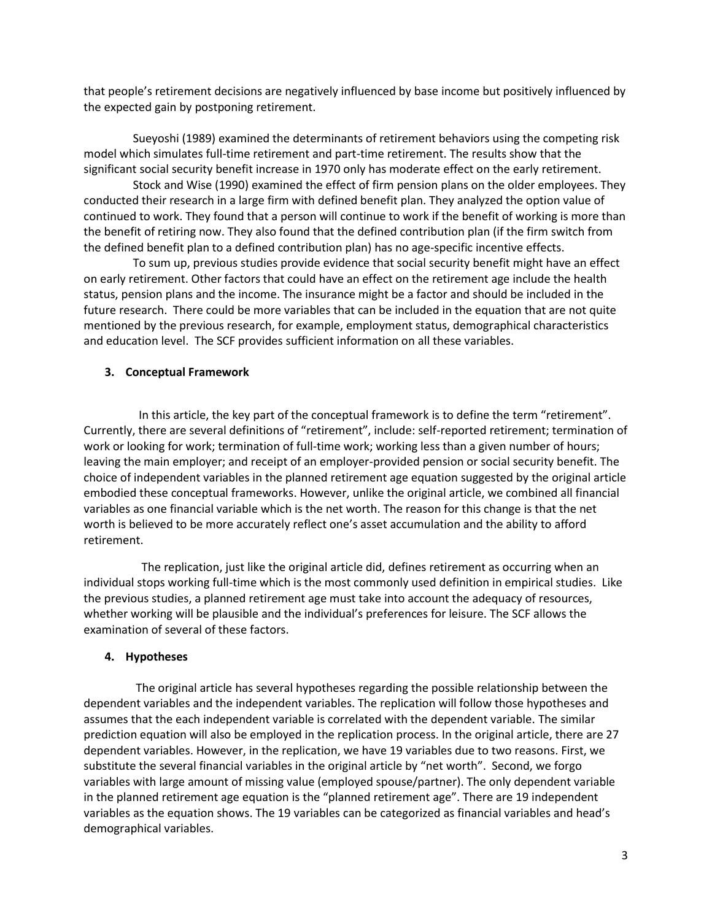that people's retirement decisions are negatively influenced by base income but positively influenced by the expected gain by postponing retirement.

Sueyoshi (1989) examined the determinants of retirement behaviors using the competing risk model which simulates full-time retirement and part-time retirement. The results show that the significant social security benefit increase in 1970 only has moderate effect on the early retirement.

Stock and Wise (1990) examined the effect of firm pension plans on the older employees. They conducted their research in a large firm with defined benefit plan. They analyzed the option value of continued to work. They found that a person will continue to work if the benefit of working is more than the benefit of retiring now. They also found that the defined contribution plan (if the firm switch from the defined benefit plan to a defined contribution plan) has no age-specific incentive effects.

To sum up, previous studies provide evidence that social security benefit might have an effect on early retirement. Other factors that could have an effect on the retirement age include the health status, pension plans and the income. The insurance might be a factor and should be included in the future research. There could be more variables that can be included in the equation that are not quite mentioned by the previous research, for example, employment status, demographical characteristics and education level. The SCF provides sufficient information on all these variables.

### 3. Conceptual Framework

In this article, the key part of the conceptual framework is to define the term "retirement". Currently, there are several definitions of "retirement", include: self-reported retirement; termination of work or looking for work; termination of full-time work; working less than a given number of hours; leaving the main employer; and receipt of an employer-provided pension or social security benefit. The choice of independent variables in the planned retirement age equation suggested by the original article embodied these conceptual frameworks. However, unlike the original article, we combined all financial variables as one financial variable which is the net worth. The reason for this change is that the net worth is believed to be more accurately reflect one's asset accumulation and the ability to afford retirement.

The replication, just like the original article did, defines retirement as occurring when an individual stops working full-time which is the most commonly used definition in empirical studies. Like the previous studies, a planned retirement age must take into account the adequacy of resources, whether working will be plausible and the individual's preferences for leisure. The SCF allows the examination of several of these factors.

### 4. Hypotheses

The original article has several hypotheses regarding the possible relationship between the dependent variables and the independent variables. The replication will follow those hypotheses and assumes that the each independent variable is correlated with the dependent variable. The similar prediction equation will also be employed in the replication process. In the original article, there are 27 dependent variables. However, in the replication, we have 19 variables due to two reasons. First, we substitute the several financial variables in the original article by "net worth". Second, we forgo variables with large amount of missing value (employed spouse/partner). The only dependent variable in the planned retirement age equation is the "planned retirement age". There are 19 independent variables as the equation shows. The 19 variables can be categorized as financial variables and head's demographical variables.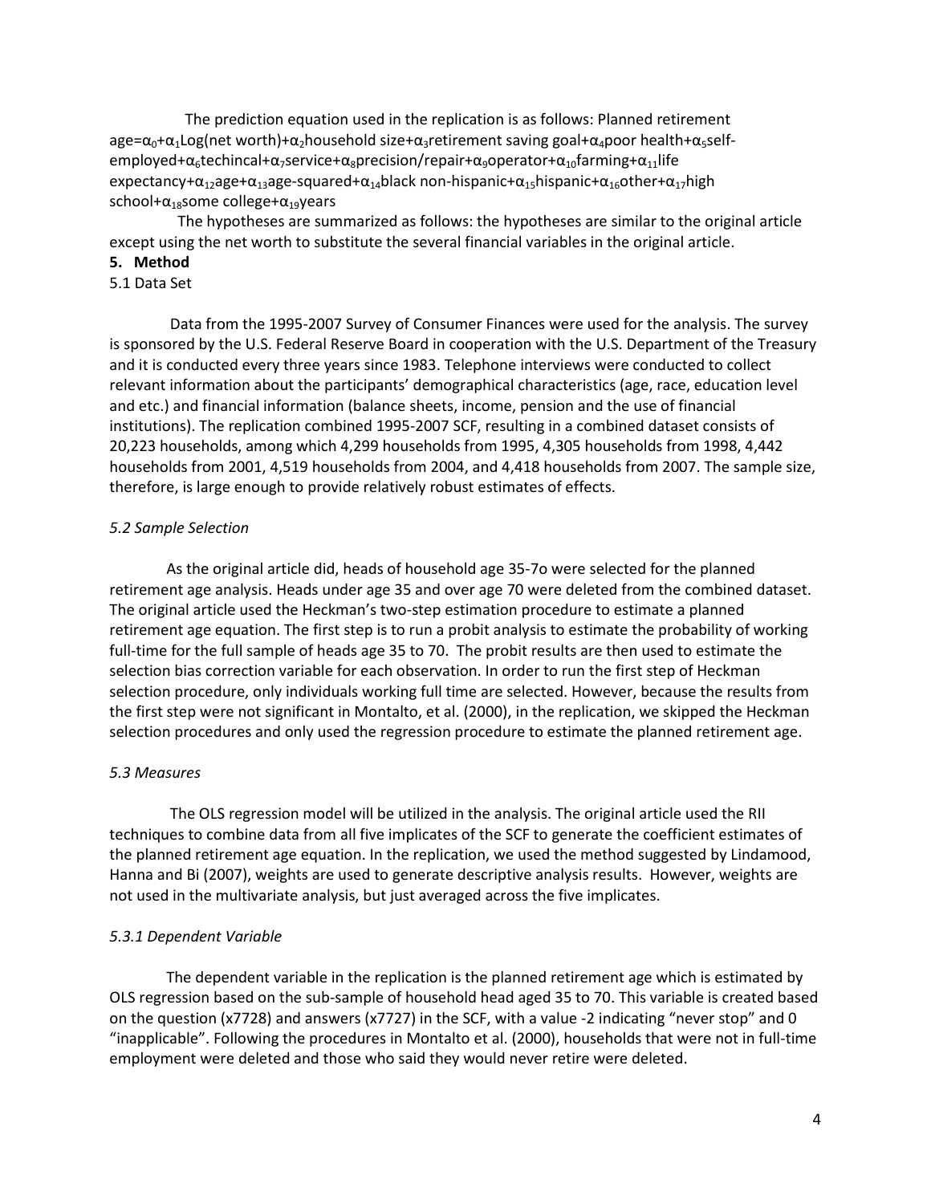The prediction equation used in the replication is as follows: Planned retirement age=$\alpha_0$+$\alpha_1$Log(net worth)+$\alpha_2$household size+$\alpha_3$retirement saving goal+$\alpha_4$poor health+$\alpha_5$self-employed+$\alpha_6$techincal+$\alpha_7$service+$\alpha_8$precision/repair+$\alpha_9$operator+$\alpha_{10}$farming+$\alpha_{11}$life expectancy+$\alpha_{12}$age+$\alpha_{13}$age-squared+$\alpha_{14}$black non-hispanic+$\alpha_{15}$hispanic+$\alpha_{16}$other+$\alpha_{17}$high school+$\alpha_{18}$some college+$\alpha_{19}$years

The hypotheses are summarized as follows: the hypotheses are similar to the original article except using the net worth to substitute the several financial variables in the original article.

## 5. Method

### 5.1 Data Set

Data from the 1995-2007 Survey of Consumer Finances were used for the analysis. The survey is sponsored by the U.S. Federal Reserve Board in cooperation with the U.S. Department of the Treasury and it is conducted every three years since 1983. Telephone interviews were conducted to collect relevant information about the participants' demographical characteristics (age, race, education level and etc.) and financial information (balance sheets, income, pension and the use of financial institutions). The replication combined 1995-2007 SCF, resulting in a combined dataset consists of 20,223 households, among which 4,299 households from 1995, 4,305 households from 1998, 4,442 households from 2001, 4,519 households from 2004, and 4,418 households from 2007. The sample size, therefore, is large enough to provide relatively robust estimates of effects.

### *5.2 Sample Selection*

As the original article did, heads of household age 35-7o were selected for the planned retirement age analysis. Heads under age 35 and over age 70 were deleted from the combined dataset. The original article used the Heckman's two-step estimation procedure to estimate a planned retirement age equation. The first step is to run a probit analysis to estimate the probability of working full-time for the full sample of heads age 35 to 70. The probit results are then used to estimate the selection bias correction variable for each observation. In order to run the first step of Heckman selection procedure, only individuals working full time are selected. However, because the results from the first step were not significant in Montalto, et al. (2000), in the replication, we skipped the Heckman selection procedures and only used the regression procedure to estimate the planned retirement age.

### *5.3 Measures*

The OLS regression model will be utilized in the analysis. The original article used the RII techniques to combine data from all five implicates of the SCF to generate the coefficient estimates of the planned retirement age equation. In the replication, we used the method suggested by Lindamood, Hanna and Bi (2007), weights are used to generate descriptive analysis results. However, weights are not used in the multivariate analysis, but just averaged across the five implicates.

#### *5.3.1 Dependent Variable*

The dependent variable in the replication is the planned retirement age which is estimated by OLS regression based on the sub-sample of household head aged 35 to 70. This variable is created based on the question (x7728) and answers (x7727) in the SCF, with a value -2 indicating "never stop" and 0 "inapplicable". Following the procedures in Montalto et al. (2000), households that were not in full-time employment were deleted and those who said they would never retire were deleted.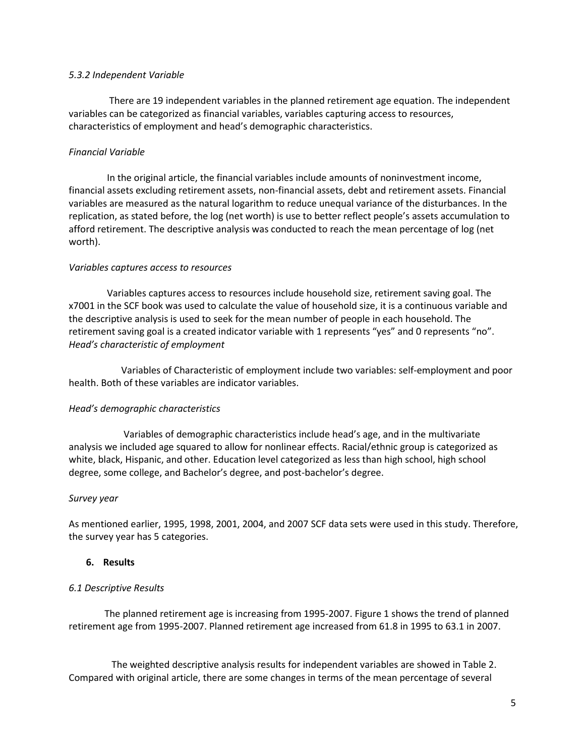*5.3.2 Independent Variable*

There are 19 independent variables in the planned retirement age equation. The independent variables can be categorized as financial variables, variables capturing access to resources, characteristics of employment and head's demographic characteristics.

*Financial Variable*

In the original article, the financial variables include amounts of noninvestment income, financial assets excluding retirement assets, non-financial assets, debt and retirement assets. Financial variables are measured as the natural logarithm to reduce unequal variance of the disturbances. In the replication, as stated before, the log (net worth) is use to better reflect people's assets accumulation to afford retirement. The descriptive analysis was conducted to reach the mean percentage of log (net worth).

*Variables captures access to resources*

Variables captures access to resources include household size, retirement saving goal. The x7001 in the SCF book was used to calculate the value of household size, it is a continuous variable and the descriptive analysis is used to seek for the mean number of people in each household. The retirement saving goal is a created indicator variable with 1 represents "yes" and 0 represents "no".

*Head's characteristic of employment*

Variables of Characteristic of employment include two variables: self-employment and poor health. Both of these variables are indicator variables.

*Head's demographic characteristics*

Variables of demographic characteristics include head's age, and in the multivariate analysis we included age squared to allow for nonlinear effects. Racial/ethnic group is categorized as white, black, Hispanic, and other. Education level categorized as less than high school, high school degree, some college, and Bachelor's degree, and post-bachelor's degree.

*Survey year*

As mentioned earlier, 1995, 1998, 2001, 2004, and 2007 SCF data sets were used in this study. Therefore, the survey year has 5 categories.

## 6. Results

*6.1 Descriptive Results*

The planned retirement age is increasing from 1995-2007. Figure 1 shows the trend of planned retirement age from 1995-2007. Planned retirement age increased from 61.8 in 1995 to 63.1 in 2007.

The weighted descriptive analysis results for independent variables are showed in Table 2. Compared with original article, there are some changes in terms of the mean percentage of several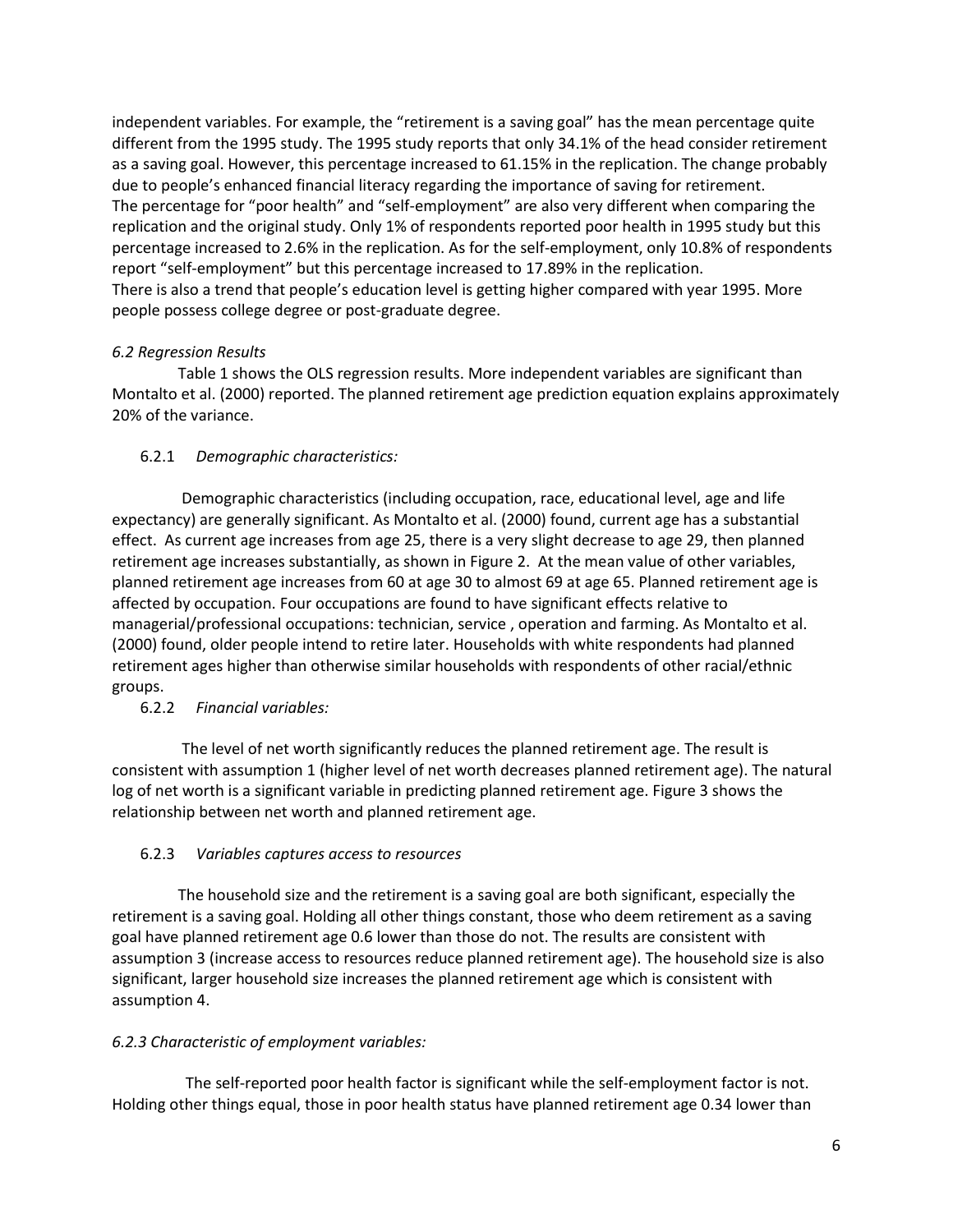independent variables. For example, the "retirement is a saving goal" has the mean percentage quite different from the 1995 study. The 1995 study reports that only 34.1% of the head consider retirement as a saving goal. However, this percentage increased to 61.15% in the replication. The change probably due to people's enhanced financial literacy regarding the importance of saving for retirement.
The percentage for "poor health" and "self-employment" are also very different when comparing the replication and the original study. Only 1% of respondents reported poor health in 1995 study but this percentage increased to 2.6% in the replication. As for the self-employment, only 10.8% of respondents report "self-employment" but this percentage increased to 17.89% in the replication.
There is also a trend that people's education level is getting higher compared with year 1995. More people possess college degree or post-graduate degree.

### *6.2 Regression Results*

Table 1 shows the OLS regression results. More independent variables are significant than Montalto et al. (2000) reported. The planned retirement age prediction equation explains approximately 20% of the variance.

#### 6.2.1 *Demographic characteristics:*

Demographic characteristics (including occupation, race, educational level, age and life expectancy) are generally significant. As Montalto et al. (2000) found, current age has a substantial effect. As current age increases from age 25, there is a very slight decrease to age 29, then planned retirement age increases substantially, as shown in Figure 2. At the mean value of other variables, planned retirement age increases from 60 at age 30 to almost 69 at age 65. Planned retirement age is affected by occupation. Four occupations are found to have significant effects relative to managerial/professional occupations: technician, service , operation and farming. As Montalto et al. (2000) found, older people intend to retire later. Households with white respondents had planned retirement ages higher than otherwise similar households with respondents of other racial/ethnic groups.

#### 6.2.2 *Financial variables:*

The level of net worth significantly reduces the planned retirement age. The result is consistent with assumption 1 (higher level of net worth decreases planned retirement age). The natural log of net worth is a significant variable in predicting planned retirement age. Figure 3 shows the relationship between net worth and planned retirement age.

#### 6.2.3 *Variables captures access to resources*

The household size and the retirement is a saving goal are both significant, especially the retirement is a saving goal. Holding all other things constant, those who deem retirement as a saving goal have planned retirement age 0.6 lower than those do not. The results are consistent with assumption 3 (increase access to resources reduce planned retirement age). The household size is also significant, larger household size increases the planned retirement age which is consistent with assumption 4.

#### *6.2.3 Characteristic of employment variables:*

The self-reported poor health factor is significant while the self-employment factor is not. Holding other things equal, those in poor health status have planned retirement age 0.34 lower than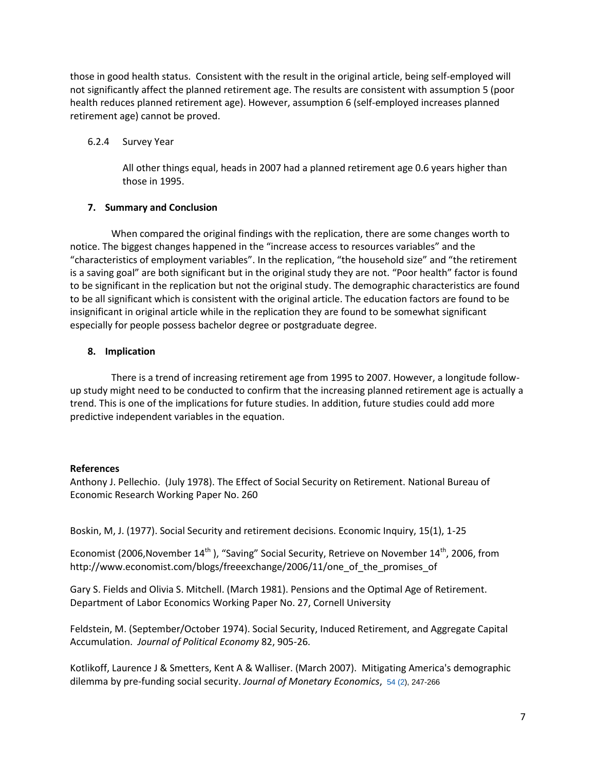those in good health status. Consistent with the result in the original article, being self-employed will not significantly affect the planned retirement age. The results are consistent with assumption 5 (poor health reduces planned retirement age). However, assumption 6 (self-employed increases planned retirement age) cannot be proved.

#### 6.2.4 Survey Year

All other things equal, heads in 2007 had a planned retirement age 0.6 years higher than those in 1995.

## 7. Summary and Conclusion

When compared the original findings with the replication, there are some changes worth to notice. The biggest changes happened in the "increase access to resources variables" and the "characteristics of employment variables". In the replication, "the household size" and "the retirement is a saving goal" are both significant but in the original study they are not. "Poor health" factor is found to be significant in the replication but not the original study. The demographic characteristics are found to be all significant which is consistent with the original article. The education factors are found to be insignificant in original article while in the replication they are found to be somewhat significant especially for people possess bachelor degree or postgraduate degree.

## 8. Implication

There is a trend of increasing retirement age from 1995 to 2007. However, a longitude follow-up study might need to be conducted to confirm that the increasing planned retirement age is actually a trend. This is one of the implications for future studies. In addition, future studies could add more predictive independent variables in the equation.

**References**

Anthony J. Pellechio. (July 1978). The Effect of Social Security on Retirement. National Bureau of Economic Research Working Paper No. 260

Boskin, M, J. (1977). Social Security and retirement decisions. Economic Inquiry, 15(1), 1-25

Economist (2006,November 14th ), "Saving" Social Security, Retrieve on November 14th, 2006, from http://www.economist.com/blogs/freeexchange/2006/11/one_of_the_promises_of

Gary S. Fields and Olivia S. Mitchell. (March 1981). Pensions and the Optimal Age of Retirement. Department of Labor Economics Working Paper No. 27, Cornell University

Feldstein, M. (September/October 1974). Social Security, Induced Retirement, and Aggregate Capital Accumulation. *Journal of Political Economy* 82, 905-26.

Kotlikoff, Laurence J & Smetters, Kent A & Walliser. (March 2007). Mitigating America's demographic dilemma by pre-funding social security. *Journal of Monetary Economics*, 54 (2), 247-266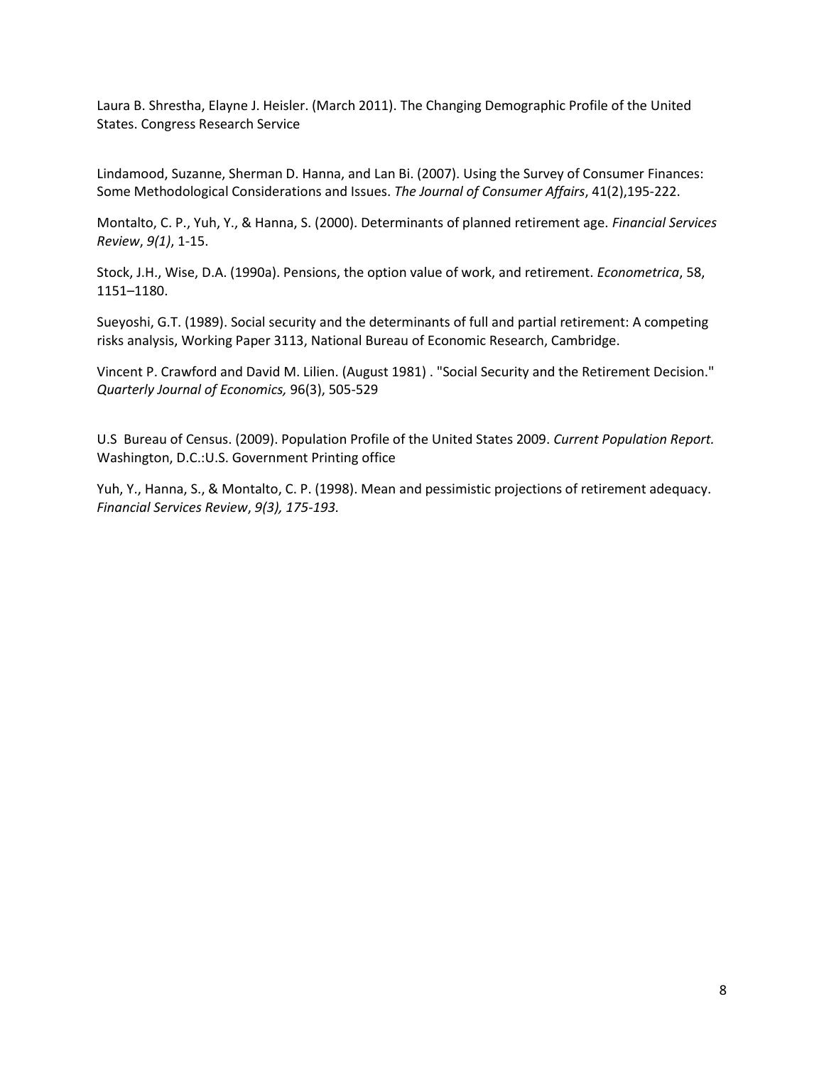Laura B. Shrestha, Elayne J. Heisler. (March 2011). The Changing Demographic Profile of the United States. Congress Research Service

Lindamood, Suzanne, Sherman D. Hanna, and Lan Bi. (2007). Using the Survey of Consumer Finances: Some Methodological Considerations and Issues. *The Journal of Consumer Affairs*, 41(2),195-222.

Montalto, C. P., Yuh, Y., & Hanna, S. (2000). Determinants of planned retirement age. *Financial Services Review*, *9(1)*, 1-15.

Stock, J.H., Wise, D.A. (1990a). Pensions, the option value of work, and retirement. *Econometrica*, 58, 1151–1180.

Sueyoshi, G.T. (1989). Social security and the determinants of full and partial retirement: A competing risks analysis, Working Paper 3113, National Bureau of Economic Research, Cambridge.

Vincent P. Crawford and David M. Lilien. (August 1981) . "Social Security and the Retirement Decision." *Quarterly Journal of Economics,* 96(3), 505-529

U.S Bureau of Census. (2009). Population Profile of the United States 2009. *Current Population Report.* Washington, D.C.:U.S. Government Printing office

Yuh, Y., Hanna, S., & Montalto, C. P. (1998). Mean and pessimistic projections of retirement adequacy. *Financial Services Review*, *9(3), 175-193.*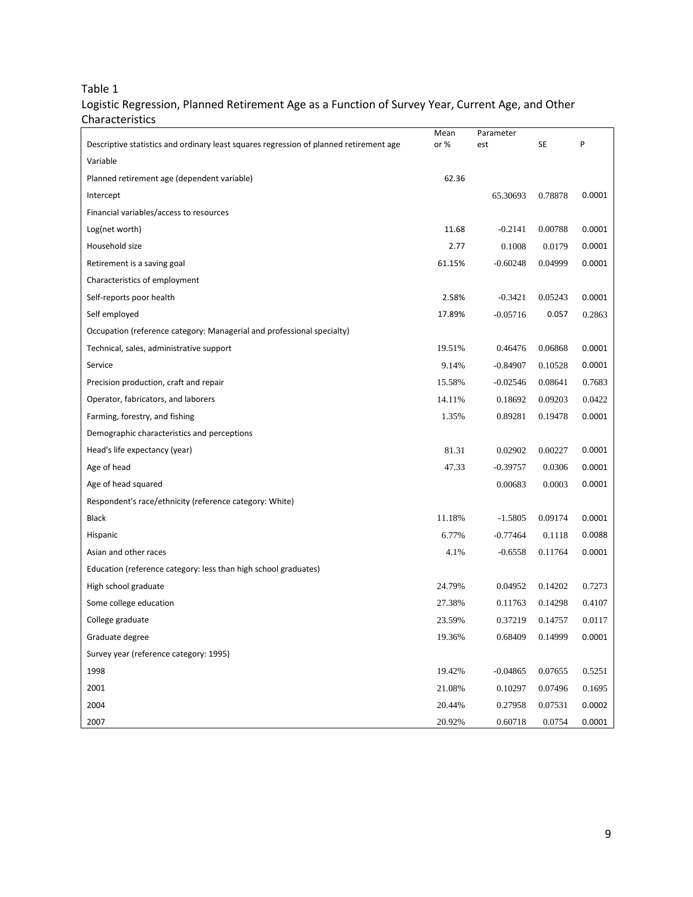Table 1

Logistic Regression, Planned Retirement Age as a Function of Survey Year, Current Age, and Other Characteristics

| Descriptive statistics and ordinary least squares regression of planned retirement age | Mean or % | Parameter est | SE | P |
|---|---|---|---|---|
| Variable | | | | |
| Planned retirement age (dependent variable) | 62.36 | | | |
| Intercept | | 65.30693 | 0.78878 | 0.0001 |
| Financial variables/access to resources | | | | |
| Log(net worth) | 11.68 | -0.2141 | 0.00788 | 0.0001 |
| Household size | 2.77 | 0.1008 | 0.0179 | 0.0001 |
| Retirement is a saving goal | 61.15% | -0.60248 | 0.04999 | 0.0001 |
| Characteristics of employment | | | | |
| Self-reports poor health | 2.58% | -0.3421 | 0.05243 | 0.0001 |
| Self employed | 17.89% | -0.05716 | 0.057 | 0.2863 |
| Occupation (reference category: Managerial and professional specialty) | | | | |
| Technical, sales, administrative support | 19.51% | 0.46476 | 0.06868 | 0.0001 |
| Service | 9.14% | -0.84907 | 0.10528 | 0.0001 |
| Precision production, craft and repair | 15.58% | -0.02546 | 0.08641 | 0.7683 |
| Operator, fabricators, and laborers | 14.11% | 0.18692 | 0.09203 | 0.0422 |
| Farming, forestry, and fishing | 1.35% | 0.89281 | 0.19478 | 0.0001 |
| Demographic characteristics and perceptions | | | | |
| Head's life expectancy (year) | 81.31 | 0.02902 | 0.00227 | 0.0001 |
| Age of head | 47.33 | -0.39757 | 0.0306 | 0.0001 |
| Age of head squared | | 0.00683 | 0.0003 | 0.0001 |
| Respondent's race/ethnicity (reference category: White) | | | | |
| Black | 11.18% | -1.5805 | 0.09174 | 0.0001 |
| Hispanic | 6.77% | -0.77464 | 0.1118 | 0.0088 |
| Asian and other races | 4.1% | -0.6558 | 0.11764 | 0.0001 |
| Education (reference category: less than high school graduates) | | | | |
| High school graduate | 24.79% | 0.04952 | 0.14202 | 0.7273 |
| Some college education | 27.38% | 0.11763 | 0.14298 | 0.4107 |
| College graduate | 23.59% | 0.37219 | 0.14757 | 0.0117 |
| Graduate degree | 19.36% | 0.68409 | 0.14999 | 0.0001 |
| Survey year (reference category: 1995) | | | | |
| 1998 | 19.42% | -0.04865 | 0.07655 | 0.5251 |
| 2001 | 21.08% | 0.10297 | 0.07496 | 0.1695 |
| 2004 | 20.44% | 0.27958 | 0.07531 | 0.0002 |
| 2007 | 20.92% | 0.60718 | 0.0754 | 0.0001 |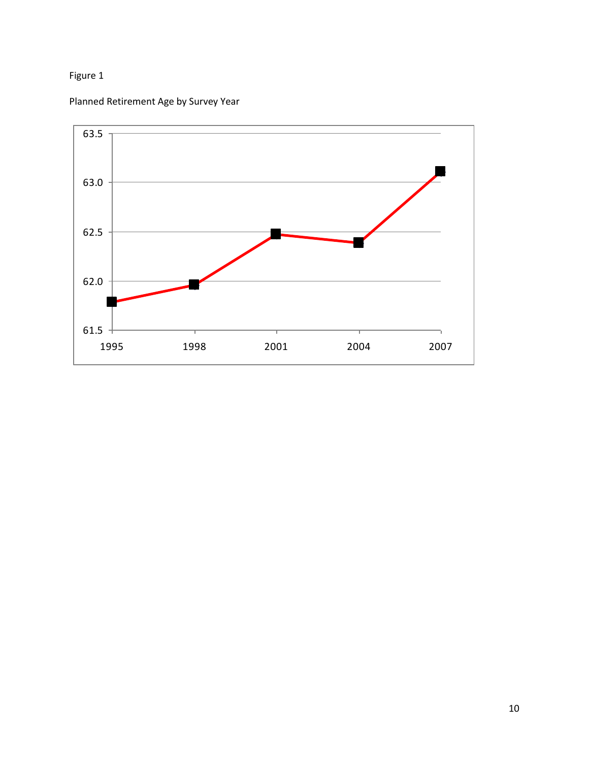Figure 1

Planned Retirement Age by Survey Year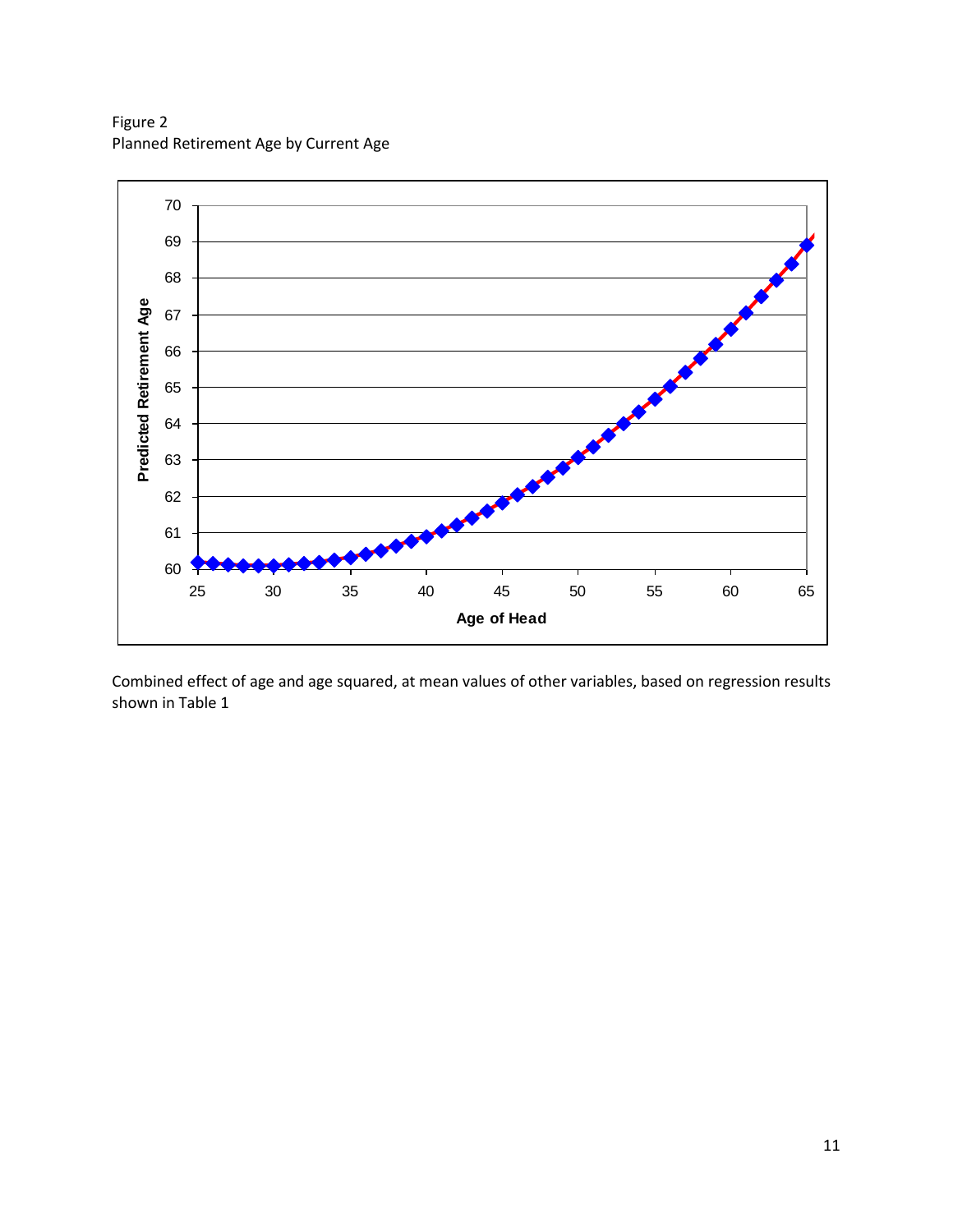Figure 2
Planned Retirement Age by Current Age

Combined effect of age and age squared, at mean values of other variables, based on regression results shown in Table 1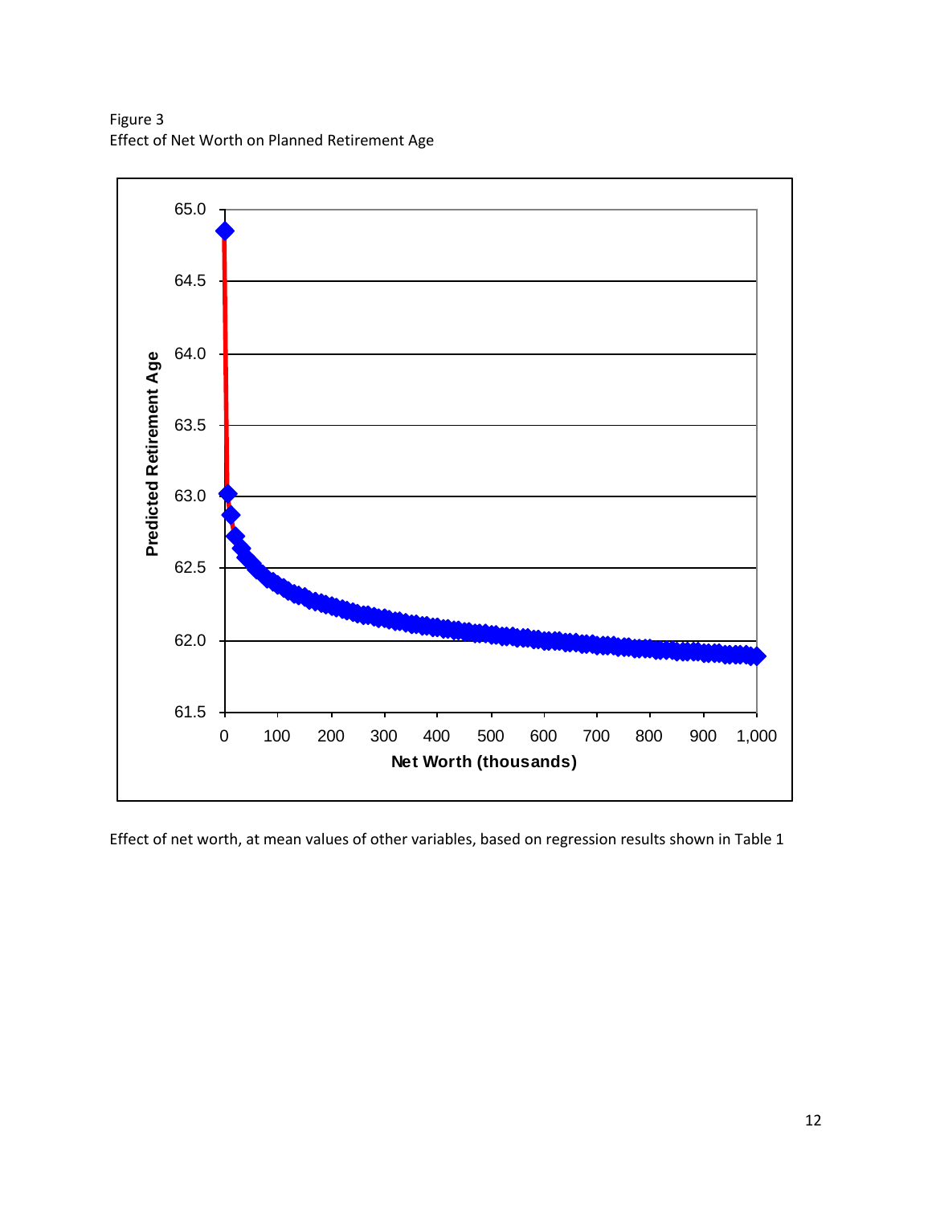Figure 3
Effect of Net Worth on Planned Retirement Age

65.0
64.5
64.0
63.5
63.0
62.5
62.0
61.5

Predicted Retirement Age

0
100
200
300
400
500
600
700
800
900
1,000

Net Worth (thousands)

Effect of net worth, at mean values of other variables, based on regression results shown in Table 1